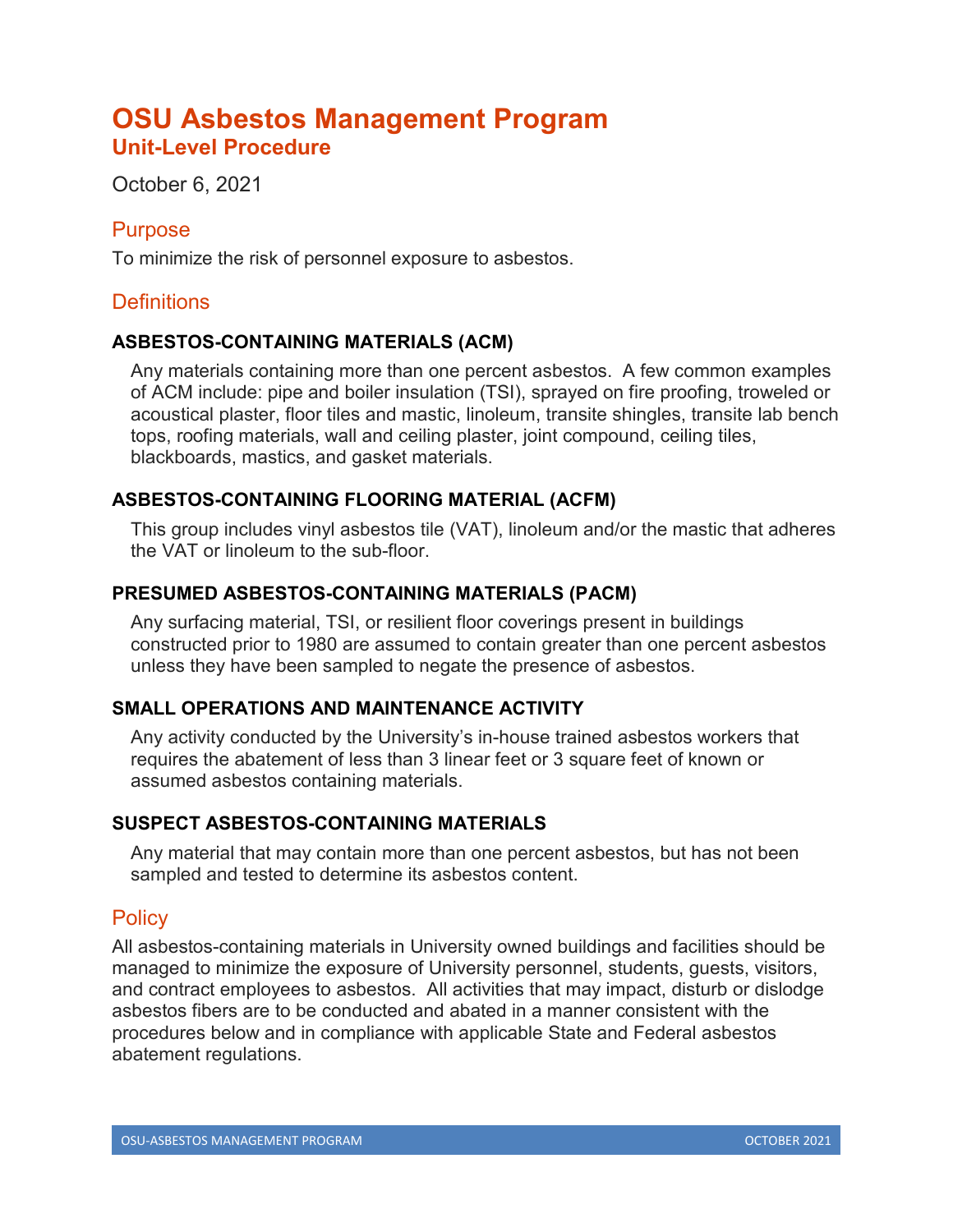# OSU Asbestos Management Program
## Unit-Level Procedure

October 6, 2021

## Purpose

To minimize the risk of personnel exposure to asbestos.

## Definitions

### ASBESTOS-CONTAINING MATERIALS (ACM)

Any materials containing more than one percent asbestos. A few common examples of ACM include: pipe and boiler insulation (TSI), sprayed on fire proofing, troweled or acoustical plaster, floor tiles and mastic, linoleum, transite shingles, transite lab bench tops, roofing materials, wall and ceiling plaster, joint compound, ceiling tiles, blackboards, mastics, and gasket materials.

### ASBESTOS-CONTAINING FLOORING MATERIAL (ACFM)

This group includes vinyl asbestos tile (VAT), linoleum and/or the mastic that adheres the VAT or linoleum to the sub-floor.

### PRESUMED ASBESTOS-CONTAINING MATERIALS (PACM)

Any surfacing material, TSI, or resilient floor coverings present in buildings constructed prior to 1980 are assumed to contain greater than one percent asbestos unless they have been sampled to negate the presence of asbestos.

### SMALL OPERATIONS AND MAINTENANCE ACTIVITY

Any activity conducted by the University's in-house trained asbestos workers that requires the abatement of less than 3 linear feet or 3 square feet of known or assumed asbestos containing materials.

### SUSPECT ASBESTOS-CONTAINING MATERIALS

Any material that may contain more than one percent asbestos, but has not been sampled and tested to determine its asbestos content.

## Policy

All asbestos-containing materials in University owned buildings and facilities should be managed to minimize the exposure of University personnel, students, guests, visitors, and contract employees to asbestos. All activities that may impact, disturb or dislodge asbestos fibers are to be conducted and abated in a manner consistent with the procedures below and in compliance with applicable State and Federal asbestos abatement regulations.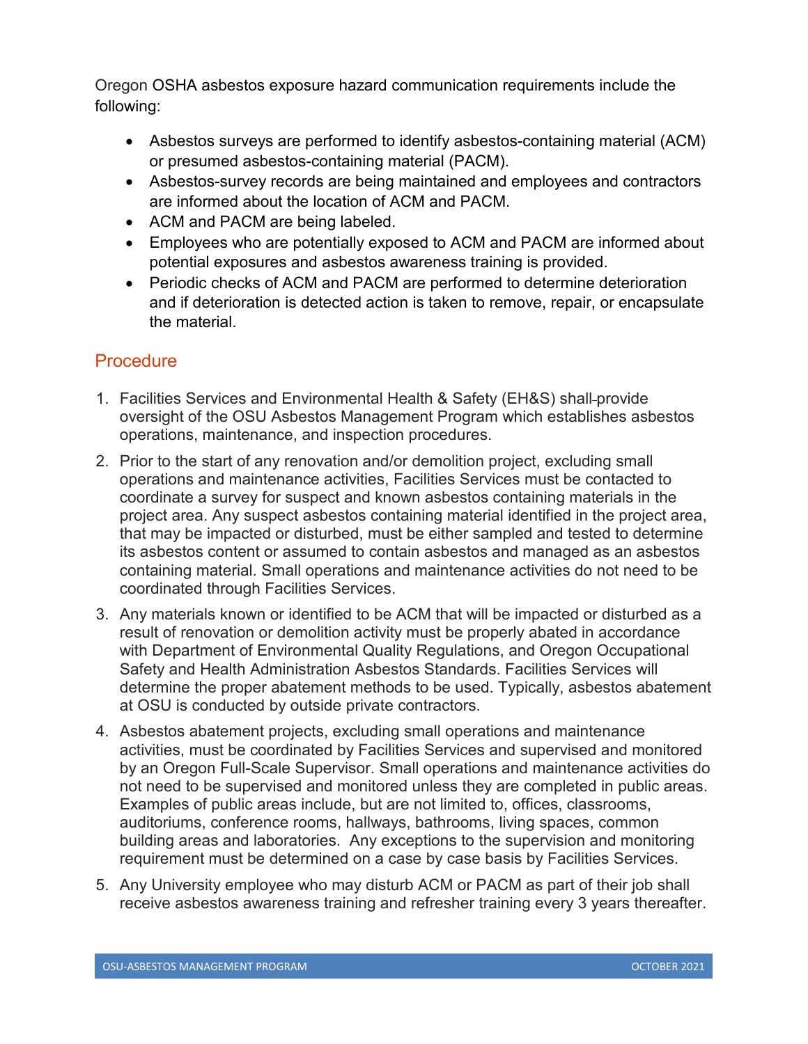Oregon OSHA asbestos exposure hazard communication requirements include the following:

- Asbestos surveys are performed to identify asbestos-containing material (ACM) or presumed asbestos-containing material (PACM).
- Asbestos-survey records are being maintained and employees and contractors are informed about the location of ACM and PACM.
- ACM and PACM are being labeled.
- Employees who are potentially exposed to ACM and PACM are informed about potential exposures and asbestos awareness training is provided.
- Periodic checks of ACM and PACM are performed to determine deterioration and if deterioration is detected action is taken to remove, repair, or encapsulate the material.

## Procedure

1. Facilities Services and Environmental Health & Safety (EH&S) shall provide oversight of the OSU Asbestos Management Program which establishes asbestos operations, maintenance, and inspection procedures.
2. Prior to the start of any renovation and/or demolition project, excluding small operations and maintenance activities, Facilities Services must be contacted to coordinate a survey for suspect and known asbestos containing materials in the project area. Any suspect asbestos containing material identified in the project area, that may be impacted or disturbed, must be either sampled and tested to determine its asbestos content or assumed to contain asbestos and managed as an asbestos containing material. Small operations and maintenance activities do not need to be coordinated through Facilities Services.
3. Any materials known or identified to be ACM that will be impacted or disturbed as a result of renovation or demolition activity must be properly abated in accordance with Department of Environmental Quality Regulations, and Oregon Occupational Safety and Health Administration Asbestos Standards. Facilities Services will determine the proper abatement methods to be used. Typically, asbestos abatement at OSU is conducted by outside private contractors.
4. Asbestos abatement projects, excluding small operations and maintenance activities, must be coordinated by Facilities Services and supervised and monitored by an Oregon Full-Scale Supervisor. Small operations and maintenance activities do not need to be supervised and monitored unless they are completed in public areas. Examples of public areas include, but are not limited to, offices, classrooms, auditoriums, conference rooms, hallways, bathrooms, living spaces, common building areas and laboratories. Any exceptions to the supervision and monitoring requirement must be determined on a case by case basis by Facilities Services.
5. Any University employee who may disturb ACM or PACM as part of their job shall receive asbestos awareness training and refresher training every 3 years thereafter.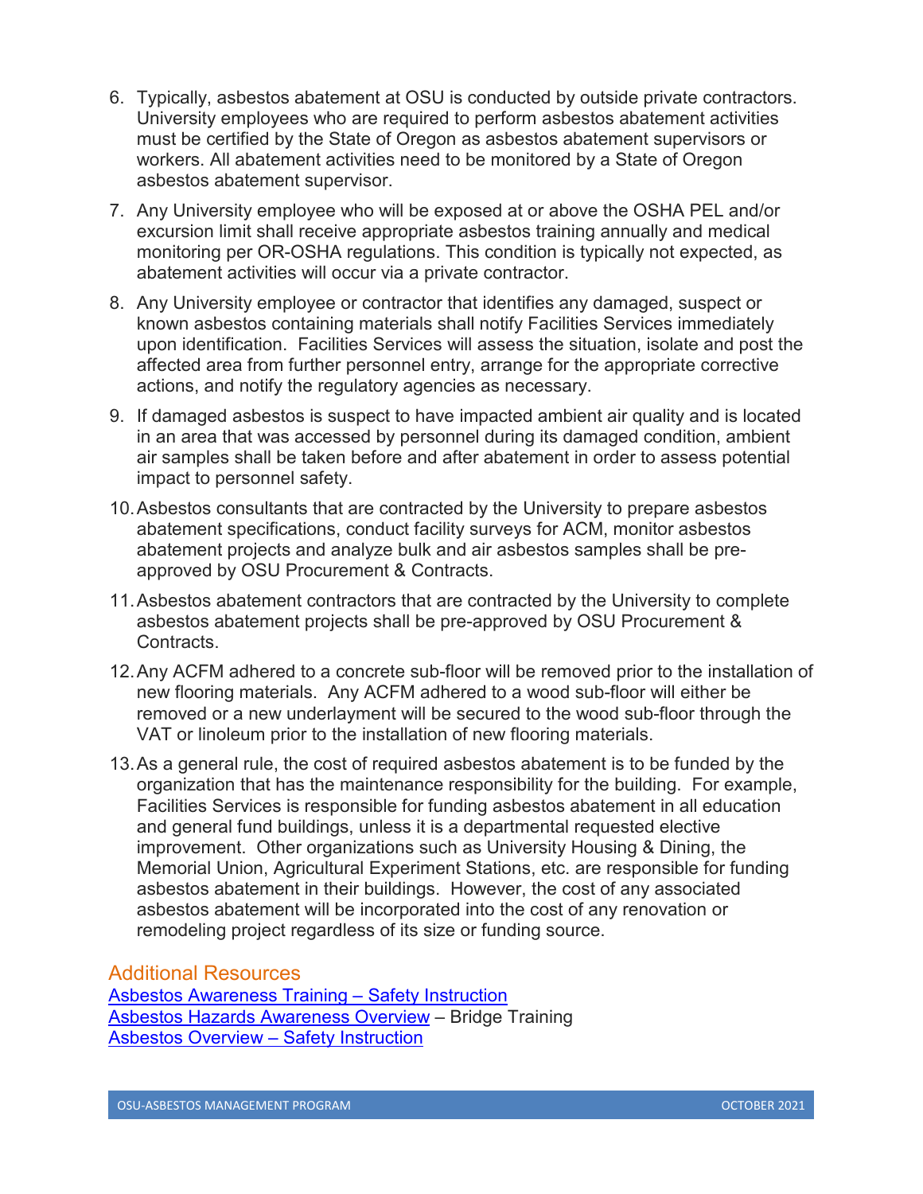6. Typically, asbestos abatement at OSU is conducted by outside private contractors. University employees who are required to perform asbestos abatement activities must be certified by the State of Oregon as asbestos abatement supervisors or workers. All abatement activities need to be monitored by a State of Oregon asbestos abatement supervisor.
7. Any University employee who will be exposed at or above the OSHA PEL and/or excursion limit shall receive appropriate asbestos training annually and medical monitoring per OR-OSHA regulations. This condition is typically not expected, as abatement activities will occur via a private contractor.
8. Any University employee or contractor that identifies any damaged, suspect or known asbestos containing materials shall notify Facilities Services immediately upon identification. Facilities Services will assess the situation, isolate and post the affected area from further personnel entry, arrange for the appropriate corrective actions, and notify the regulatory agencies as necessary.
9. If damaged asbestos is suspect to have impacted ambient air quality and is located in an area that was accessed by personnel during its damaged condition, ambient air samples shall be taken before and after abatement in order to assess potential impact to personnel safety.
10. Asbestos consultants that are contracted by the University to prepare asbestos abatement specifications, conduct facility surveys for ACM, monitor asbestos abatement projects and analyze bulk and air asbestos samples shall be pre-approved by OSU Procurement & Contracts.
11. Asbestos abatement contractors that are contracted by the University to complete asbestos abatement projects shall be pre-approved by OSU Procurement & Contracts.
12. Any ACFM adhered to a concrete sub-floor will be removed prior to the installation of new flooring materials. Any ACFM adhered to a wood sub-floor will either be removed or a new underlayment will be secured to the wood sub-floor through the VAT or linoleum prior to the installation of new flooring materials.
13. As a general rule, the cost of required asbestos abatement is to be funded by the organization that has the maintenance responsibility for the building. For example, Facilities Services is responsible for funding asbestos abatement in all education and general fund buildings, unless it is a departmental requested elective improvement. Other organizations such as University Housing & Dining, the Memorial Union, Agricultural Experiment Stations, etc. are responsible for funding asbestos abatement in their buildings. However, the cost of any associated asbestos abatement will be incorporated into the cost of any renovation or remodeling project regardless of its size or funding source.

## Additional Resources

Asbestos Awareness Training – Safety Instruction
Asbestos Hazards Awareness Overview – Bridge Training
Asbestos Overview – Safety Instruction